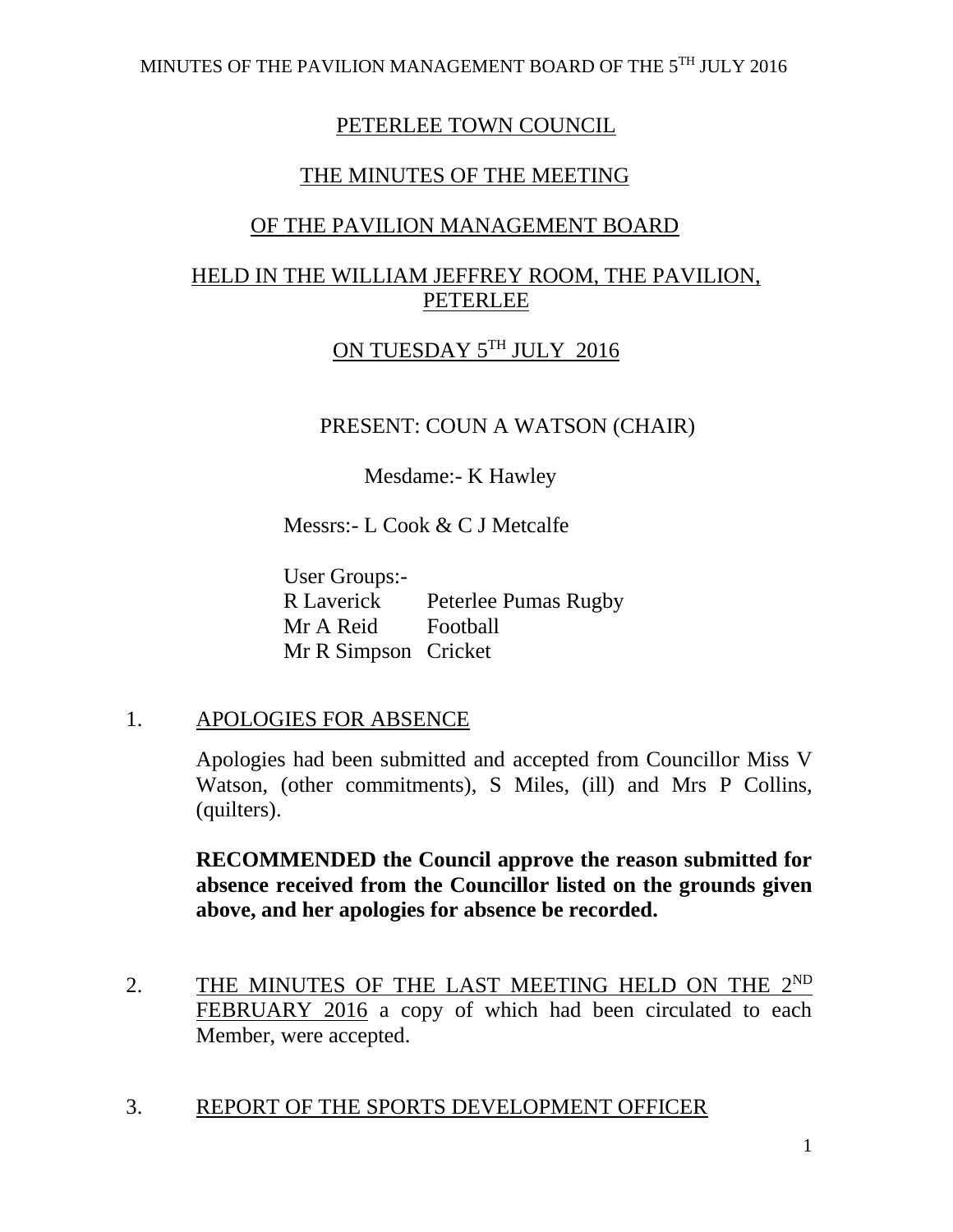# PETERLEE TOWN COUNCIL

## THE MINUTES OF THE MEETING

## OF THE PAVILION MANAGEMENT BOARD

## HELD IN THE WILLIAM JEFFREY ROOM, THE PAVILION, PETERLEE

## ON TUESDAY 5TH JULY 2016

PRESENT: COUN A WATSON (CHAIR)

Mesdame:- K Hawley

Messrs:- L Cook & C J Metcalfe

User Groups:-

| | |
|---|---|
| R Laverick | Peterlee Pumas Rugby |
| Mr A Reid | Football |
| Mr R Simpson | Cricket |

1. APOLOGIES FOR ABSENCE

   Apologies had been submitted and accepted from Councillor Miss V Watson, (other commitments), S Miles, (ill) and Mrs P Collins, (quilters).

   **RECOMMENDED the Council approve the reason submitted for absence received from the Councillor listed on the grounds given above, and her apologies for absence be recorded.**

2. THE MINUTES OF THE LAST MEETING HELD ON THE 2ND FEBRUARY 2016 a copy of which had been circulated to each Member, were accepted.

3. REPORT OF THE SPORTS DEVELOPMENT OFFICER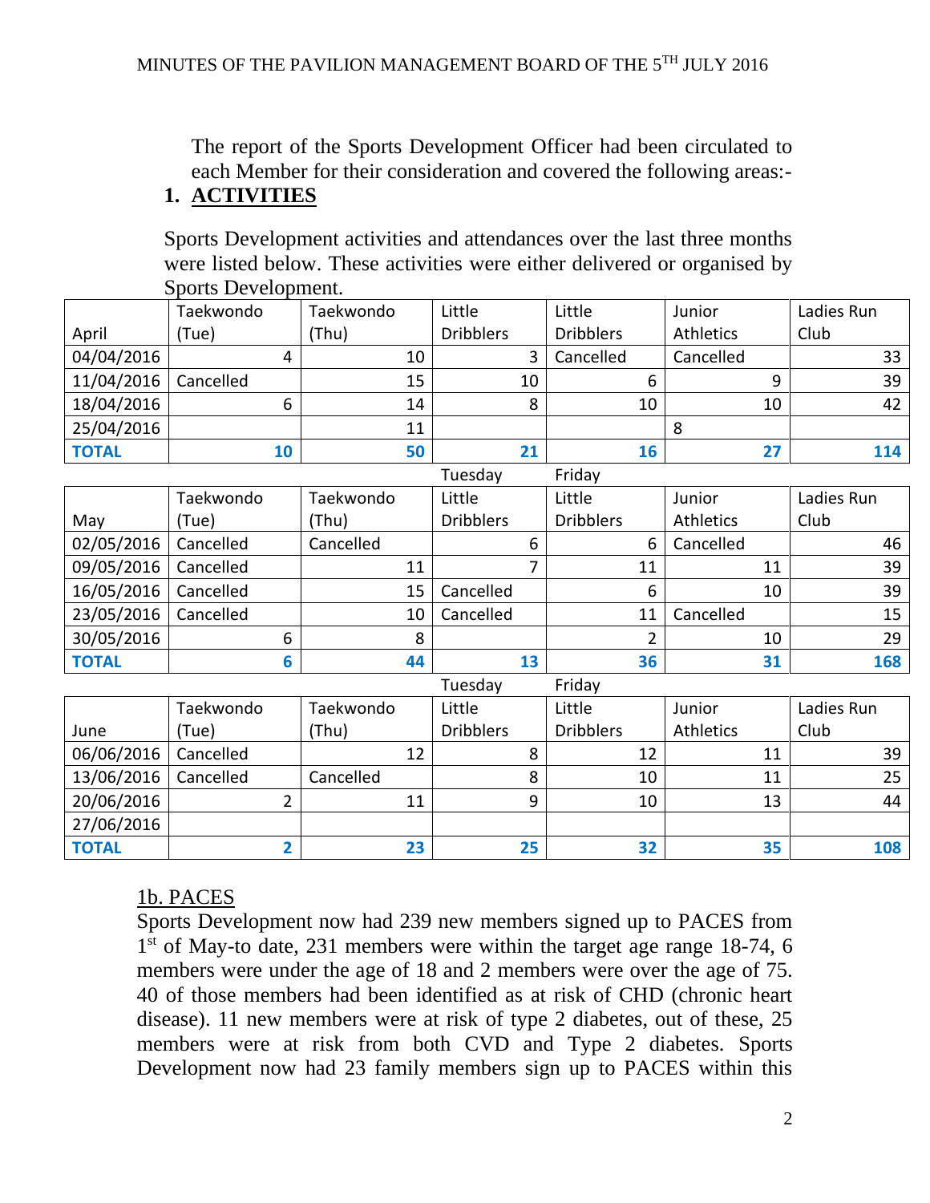The report of the Sports Development Officer had been circulated to each Member for their consideration and covered the following areas:-

## 1. ACTIVITIES

Sports Development activities and attendances over the last three months were listed below. These activities were either delivered or organised by Sports Development.

| April | Taekwondo (Tue) | Taekwondo (Thu) | Little Dribblers | Little Dribblers | Junior Athletics | Ladies Run Club |
|---|---|---|---|---|---|---|
| 04/04/2016 | 4 | 10 | 3 | Cancelled | Cancelled | 33 |
| 11/04/2016 | Cancelled | 15 | 10 | 6 | 9 | 39 |
| 18/04/2016 | 6 | 14 | 8 | 10 | 10 | 42 |
| 25/04/2016 | | 11 | | | 8 | |
| **TOTAL** | **10** | **50** | **21** | **16** | **27** | **114** |

| | | | Tuesday | Friday | | |
|---|---|---|---|---|---|---|
| **May** | **Taekwondo (Tue)** | **Taekwondo (Thu)** | **Little Dribblers** | **Little Dribblers** | **Junior Athletics** | **Ladies Run Club** |
| 02/05/2016 | Cancelled | Cancelled | 6 | 6 | Cancelled | 46 |
| 09/05/2016 | Cancelled | 11 | 7 | 11 | 11 | 39 |
| 16/05/2016 | Cancelled | 15 | Cancelled | 6 | 10 | 39 |
| 23/05/2016 | Cancelled | 10 | Cancelled | 11 | Cancelled | 15 |
| 30/05/2016 | 6 | 8 | | 2 | 10 | 29 |
| **TOTAL** | **6** | **44** | **13** | **36** | **31** | **168** |

| | | | Tuesday | Friday | | |
|---|---|---|---|---|---|---|
| **June** | **Taekwondo (Tue)** | **Taekwondo (Thu)** | **Little Dribblers** | **Little Dribblers** | **Junior Athletics** | **Ladies Run Club** |
| 06/06/2016 | Cancelled | 12 | 8 | 12 | 11 | 39 |
| 13/06/2016 | Cancelled | Cancelled | 8 | 10 | 11 | 25 |
| 20/06/2016 | 2 | 11 | 9 | 10 | 13 | 44 |
| 27/06/2016 | | | | | | |
| **TOTAL** | **2** | **23** | **25** | **32** | **35** | **108** |

### 1b. PACES

Sports Development now had 239 new members signed up to PACES from 1st of May-to date, 231 members were within the target age range 18-74, 6 members were under the age of 18 and 2 members were over the age of 75. 40 of those members had been identified as at risk of CHD (chronic heart disease). 11 new members were at risk of type 2 diabetes, out of these, 25 members were at risk from both CVD and Type 2 diabetes. Sports Development now had 23 family members sign up to PACES within this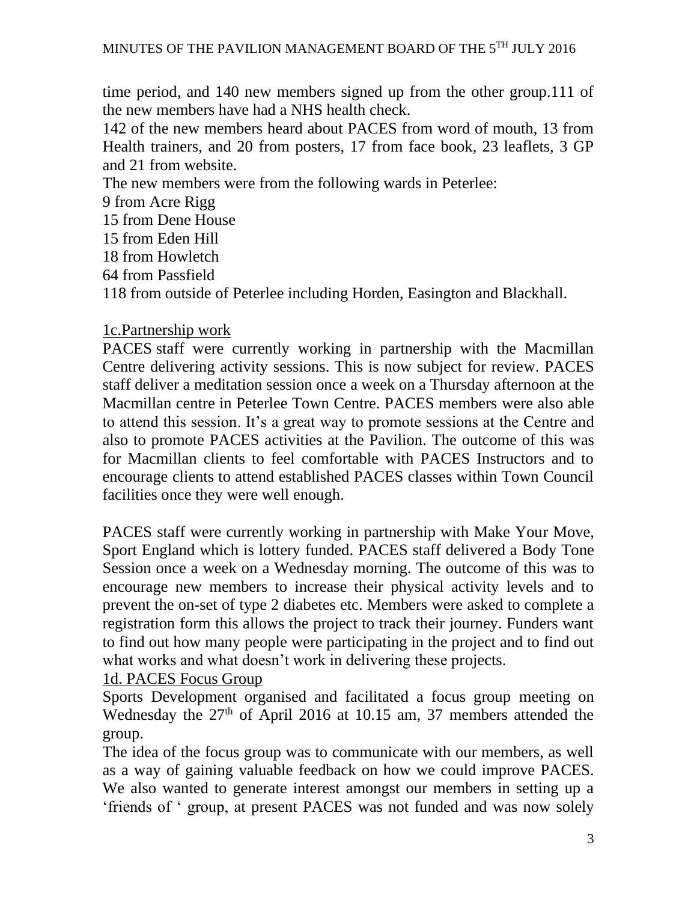time period, and 140 new members signed up from the other group.111 of the new members have had a NHS health check.

142 of the new members heard about PACES from word of mouth, 13 from Health trainers, and 20 from posters, 17 from face book, 23 leaflets, 3 GP and 21 from website.

The new members were from the following wards in Peterlee:

9 from Acre Rigg
15 from Dene House
15 from Eden Hill
18 from Howletch
64 from Passfield
118 from outside of Peterlee including Horden, Easington and Blackhall.

1c.Partnership work

PACES staff were currently working in partnership with the Macmillan Centre delivering activity sessions. This is now subject for review. PACES staff deliver a meditation session once a week on a Thursday afternoon at the Macmillan centre in Peterlee Town Centre. PACES members were also able to attend this session. It's a great way to promote sessions at the Centre and also to promote PACES activities at the Pavilion. The outcome of this was for Macmillan clients to feel comfortable with PACES Instructors and to encourage clients to attend established PACES classes within Town Council facilities once they were well enough.

PACES staff were currently working in partnership with Make Your Move, Sport England which is lottery funded. PACES staff delivered a Body Tone Session once a week on a Wednesday morning. The outcome of this was to encourage new members to increase their physical activity levels and to prevent the on-set of type 2 diabetes etc. Members were asked to complete a registration form this allows the project to track their journey. Funders want to find out how many people were participating in the project and to find out what works and what doesn't work in delivering these projects.

1d. PACES Focus Group

Sports Development organised and facilitated a focus group meeting on Wednesday the 27th of April 2016 at 10.15 am, 37 members attended the group.

The idea of the focus group was to communicate with our members, as well as a way of gaining valuable feedback on how we could improve PACES. We also wanted to generate interest amongst our members in setting up a 'friends of ' group, at present PACES was not funded and was now solely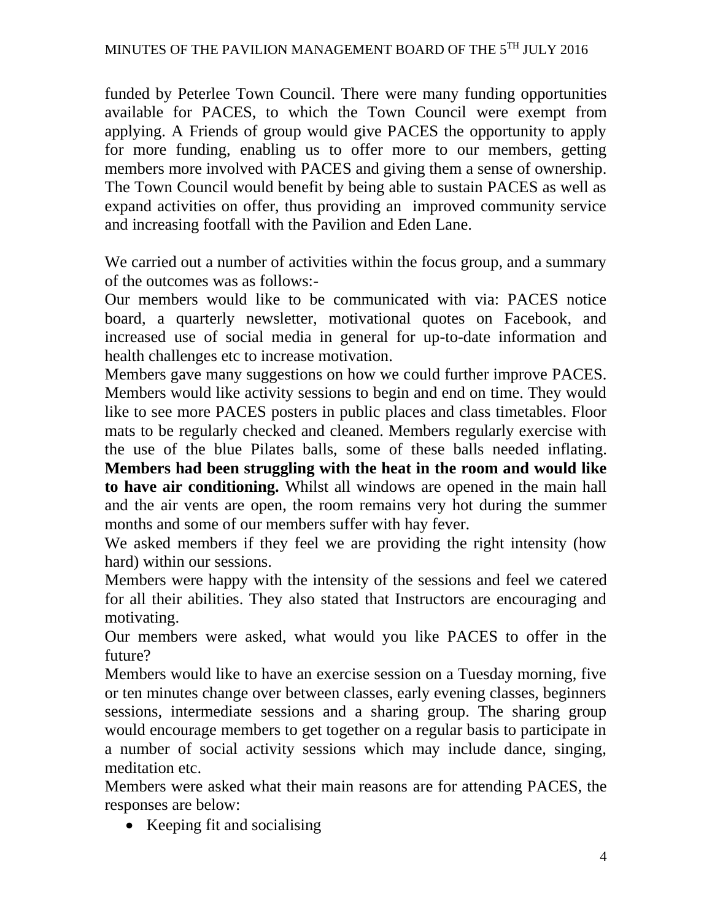funded by Peterlee Town Council. There were many funding opportunities available for PACES, to which the Town Council were exempt from applying. A Friends of group would give PACES the opportunity to apply for more funding, enabling us to offer more to our members, getting members more involved with PACES and giving them a sense of ownership. The Town Council would benefit by being able to sustain PACES as well as expand activities on offer, thus providing an improved community service and increasing footfall with the Pavilion and Eden Lane.

We carried out a number of activities within the focus group, and a summary of the outcomes was as follows:-

Our members would like to be communicated with via: PACES notice board, a quarterly newsletter, motivational quotes on Facebook, and increased use of social media in general for up-to-date information and health challenges etc to increase motivation.

Members gave many suggestions on how we could further improve PACES. Members would like activity sessions to begin and end on time. They would like to see more PACES posters in public places and class timetables. Floor mats to be regularly checked and cleaned. Members regularly exercise with the use of the blue Pilates balls, some of these balls needed inflating. **Members had been struggling with the heat in the room and would like to have air conditioning.** Whilst all windows are opened in the main hall and the air vents are open, the room remains very hot during the summer months and some of our members suffer with hay fever.

We asked members if they feel we are providing the right intensity (how hard) within our sessions.

Members were happy with the intensity of the sessions and feel we catered for all their abilities. They also stated that Instructors are encouraging and motivating.

Our members were asked, what would you like PACES to offer in the future?

Members would like to have an exercise session on a Tuesday morning, five or ten minutes change over between classes, early evening classes, beginners sessions, intermediate sessions and a sharing group. The sharing group would encourage members to get together on a regular basis to participate in a number of social activity sessions which may include dance, singing, meditation etc.

Members were asked what their main reasons are for attending PACES, the responses are below:

- Keeping fit and socialising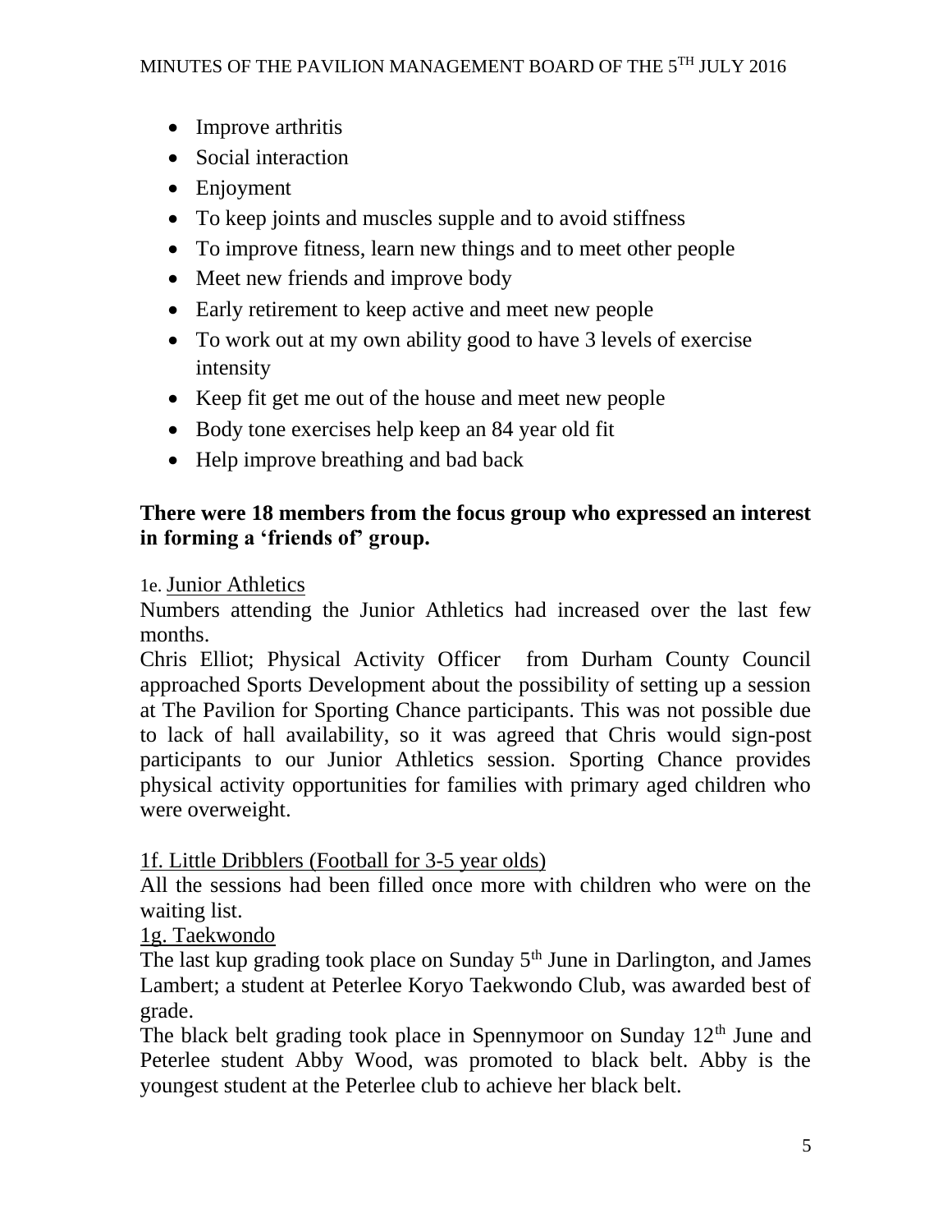- Improve arthritis
- Social interaction
- Enjoyment
- To keep joints and muscles supple and to avoid stiffness
- To improve fitness, learn new things and to meet other people
- Meet new friends and improve body
- Early retirement to keep active and meet new people
- To work out at my own ability good to have 3 levels of exercise intensity
- Keep fit get me out of the house and meet new people
- Body tone exercises help keep an 84 year old fit
- Help improve breathing and bad back

**There were 18 members from the focus group who expressed an interest in forming a 'friends of' group.**

1e. Junior Athletics

Numbers attending the Junior Athletics had increased over the last few months.

Chris Elliot; Physical Activity Officer from Durham County Council approached Sports Development about the possibility of setting up a session at The Pavilion for Sporting Chance participants. This was not possible due to lack of hall availability, so it was agreed that Chris would sign-post participants to our Junior Athletics session. Sporting Chance provides physical activity opportunities for families with primary aged children who were overweight.

1f. Little Dribblers (Football for 3-5 year olds)

All the sessions had been filled once more with children who were on the waiting list.

1g. Taekwondo

The last kup grading took place on Sunday 5th June in Darlington, and James Lambert; a student at Peterlee Koryo Taekwondo Club, was awarded best of grade.

The black belt grading took place in Spennymoor on Sunday 12th June and Peterlee student Abby Wood, was promoted to black belt. Abby is the youngest student at the Peterlee club to achieve her black belt.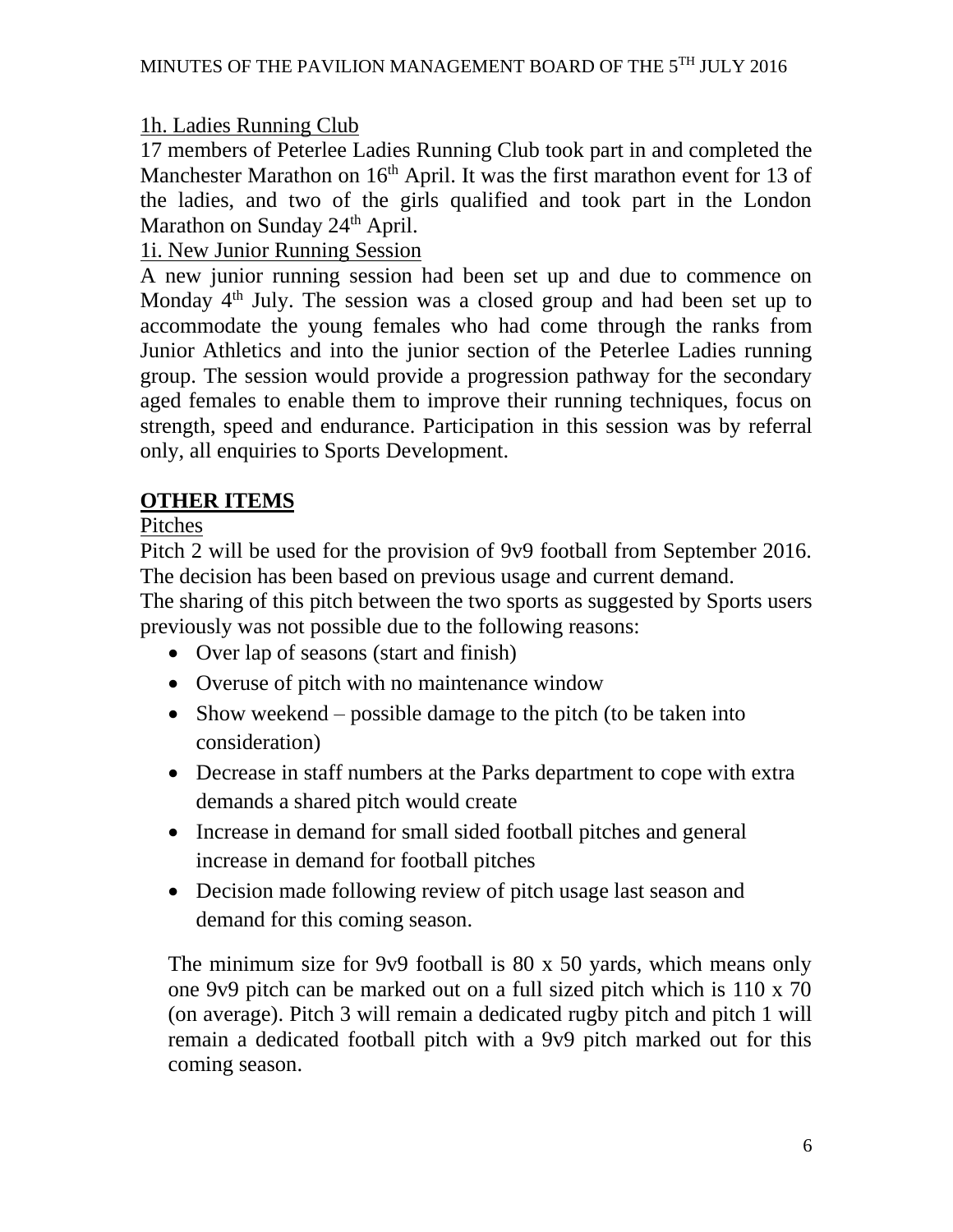1h. Ladies Running Club

17 members of Peterlee Ladies Running Club took part in and completed the Manchester Marathon on 16th April. It was the first marathon event for 13 of the ladies, and two of the girls qualified and took part in the London Marathon on Sunday 24th April.

1i. New Junior Running Session

A new junior running session had been set up and due to commence on Monday 4th July. The session was a closed group and had been set up to accommodate the young females who had come through the ranks from Junior Athletics and into the junior section of the Peterlee Ladies running group. The session would provide a progression pathway for the secondary aged females to enable them to improve their running techniques, focus on strength, speed and endurance. Participation in this session was by referral only, all enquiries to Sports Development.

## OTHER ITEMS

Pitches

Pitch 2 will be used for the provision of 9v9 football from September 2016. The decision has been based on previous usage and current demand.

The sharing of this pitch between the two sports as suggested by Sports users previously was not possible due to the following reasons:

- Over lap of seasons (start and finish)
- Overuse of pitch with no maintenance window
- Show weekend – possible damage to the pitch (to be taken into consideration)
- Decrease in staff numbers at the Parks department to cope with extra demands a shared pitch would create
- Increase in demand for small sided football pitches and general increase in demand for football pitches
- Decision made following review of pitch usage last season and demand for this coming season.

The minimum size for 9v9 football is 80 x 50 yards, which means only one 9v9 pitch can be marked out on a full sized pitch which is 110 x 70 (on average). Pitch 3 will remain a dedicated rugby pitch and pitch 1 will remain a dedicated football pitch with a 9v9 pitch marked out for this coming season.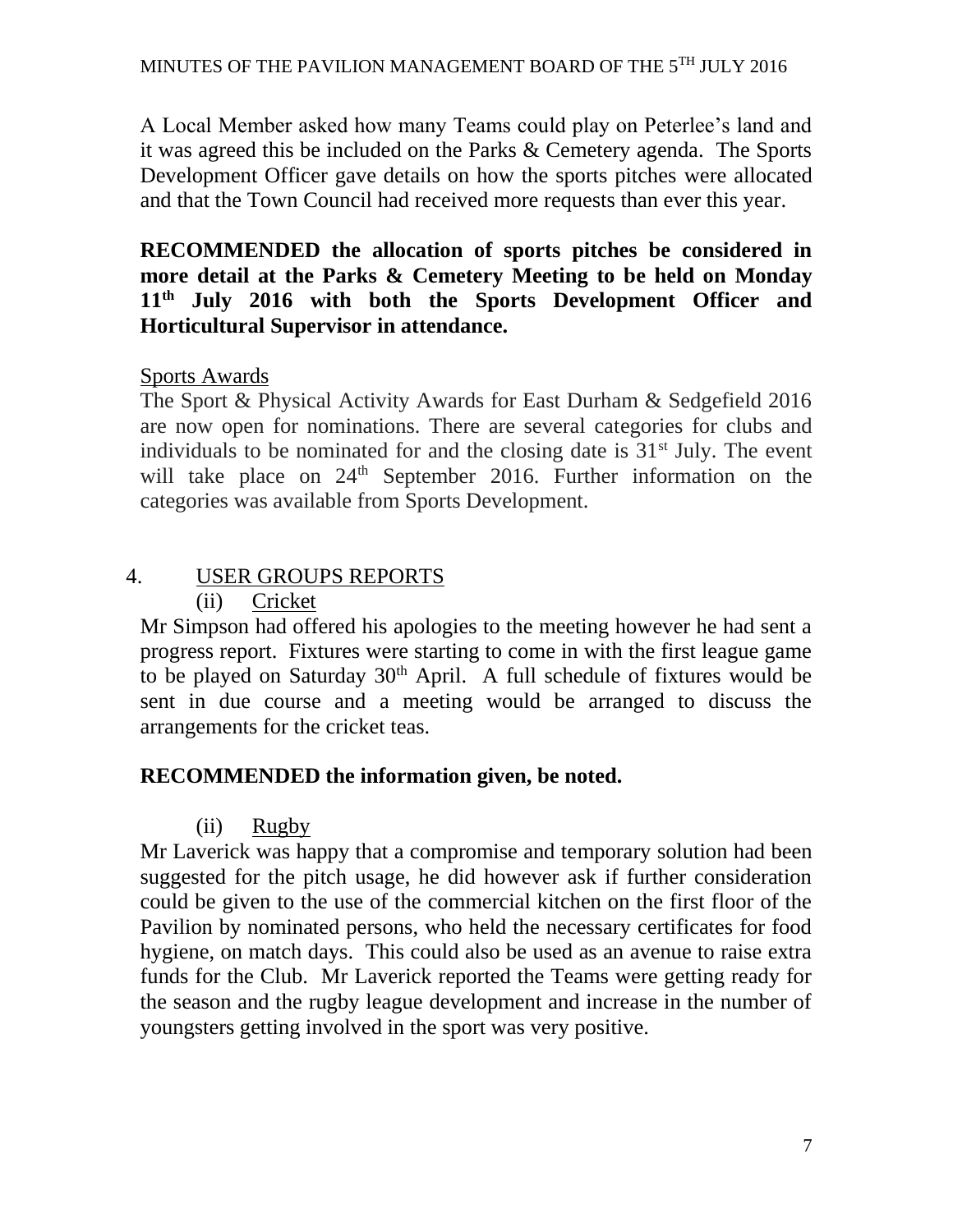A Local Member asked how many Teams could play on Peterlee's land and it was agreed this be included on the Parks & Cemetery agenda. The Sports Development Officer gave details on how the sports pitches were allocated and that the Town Council had received more requests than ever this year.

**RECOMMENDED the allocation of sports pitches be considered in more detail at the Parks & Cemetery Meeting to be held on Monday 11th July 2016 with both the Sports Development Officer and Horticultural Supervisor in attendance.**

Sports Awards

The Sport & Physical Activity Awards for East Durham & Sedgefield 2016 are now open for nominations. There are several categories for clubs and individuals to be nominated for and the closing date is 31st July. The event will take place on 24th September 2016. Further information on the categories was available from Sports Development.

## 4. USER GROUPS REPORTS

### (ii) Cricket

Mr Simpson had offered his apologies to the meeting however he had sent a progress report. Fixtures were starting to come in with the first league game to be played on Saturday 30th April. A full schedule of fixtures would be sent in due course and a meeting would be arranged to discuss the arrangements for the cricket teas.

**RECOMMENDED the information given, be noted.**

### (ii) Rugby

Mr Laverick was happy that a compromise and temporary solution had been suggested for the pitch usage, he did however ask if further consideration could be given to the use of the commercial kitchen on the first floor of the Pavilion by nominated persons, who held the necessary certificates for food hygiene, on match days. This could also be used as an avenue to raise extra funds for the Club. Mr Laverick reported the Teams were getting ready for the season and the rugby league development and increase in the number of youngsters getting involved in the sport was very positive.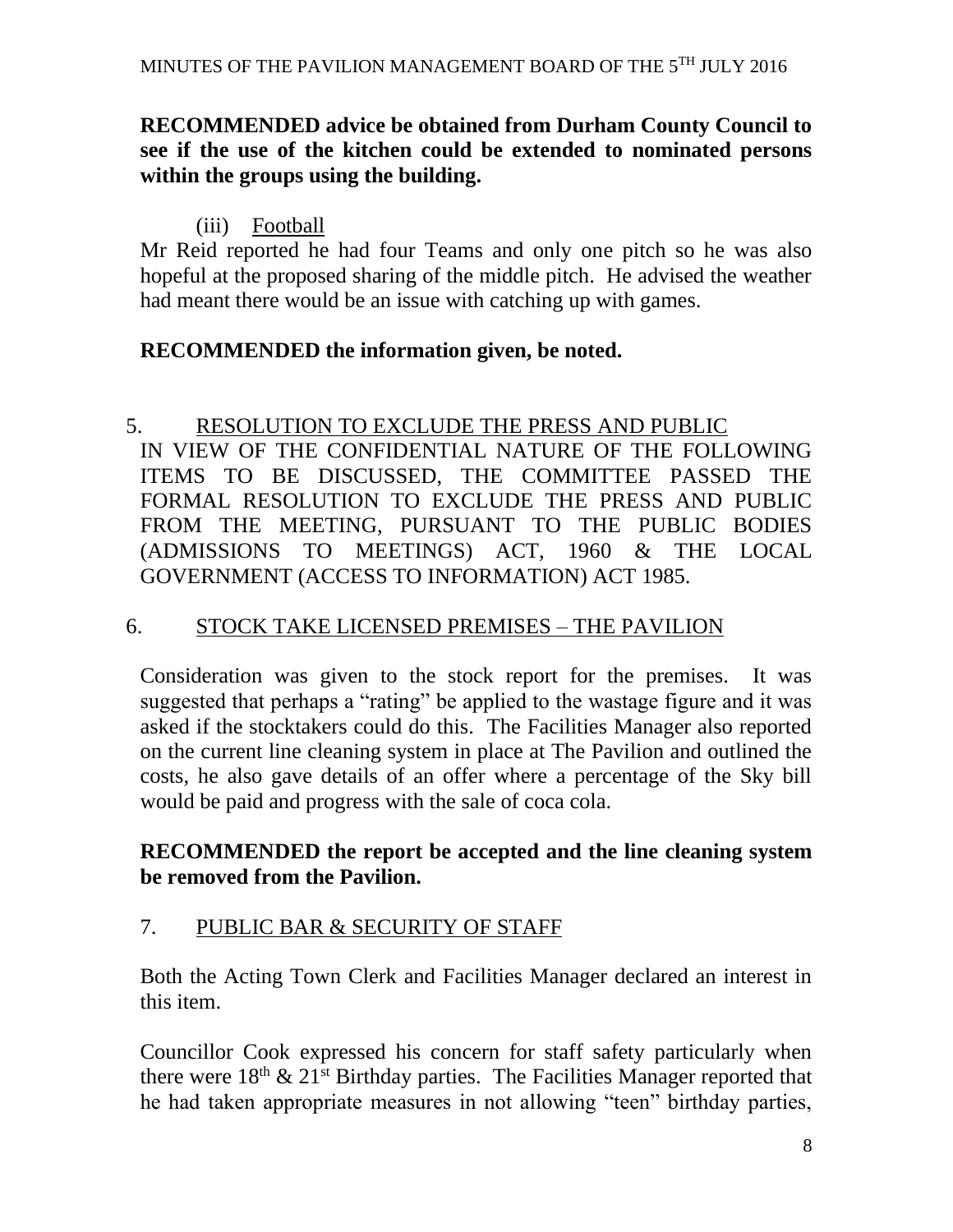**RECOMMENDED advice be obtained from Durham County Council to see if the use of the kitchen could be extended to nominated persons within the groups using the building.**

(iii) Football

Mr Reid reported he had four Teams and only one pitch so he was also hopeful at the proposed sharing of the middle pitch. He advised the weather had meant there would be an issue with catching up with games.

**RECOMMENDED the information given, be noted.**

5. RESOLUTION TO EXCLUDE THE PRESS AND PUBLIC

IN VIEW OF THE CONFIDENTIAL NATURE OF THE FOLLOWING ITEMS TO BE DISCUSSED, THE COMMITTEE PASSED THE FORMAL RESOLUTION TO EXCLUDE THE PRESS AND PUBLIC FROM THE MEETING, PURSUANT TO THE PUBLIC BODIES (ADMISSIONS TO MEETINGS) ACT, 1960 & THE LOCAL GOVERNMENT (ACCESS TO INFORMATION) ACT 1985.

6. STOCK TAKE LICENSED PREMISES – THE PAVILION

Consideration was given to the stock report for the premises. It was suggested that perhaps a "rating" be applied to the wastage figure and it was asked if the stocktakers could do this. The Facilities Manager also reported on the current line cleaning system in place at The Pavilion and outlined the costs, he also gave details of an offer where a percentage of the Sky bill would be paid and progress with the sale of coca cola.

**RECOMMENDED the report be accepted and the line cleaning system be removed from the Pavilion.**

7. PUBLIC BAR & SECURITY OF STAFF

Both the Acting Town Clerk and Facilities Manager declared an interest in this item.

Councillor Cook expressed his concern for staff safety particularly when there were 18th & 21st Birthday parties. The Facilities Manager reported that he had taken appropriate measures in not allowing "teen" birthday parties,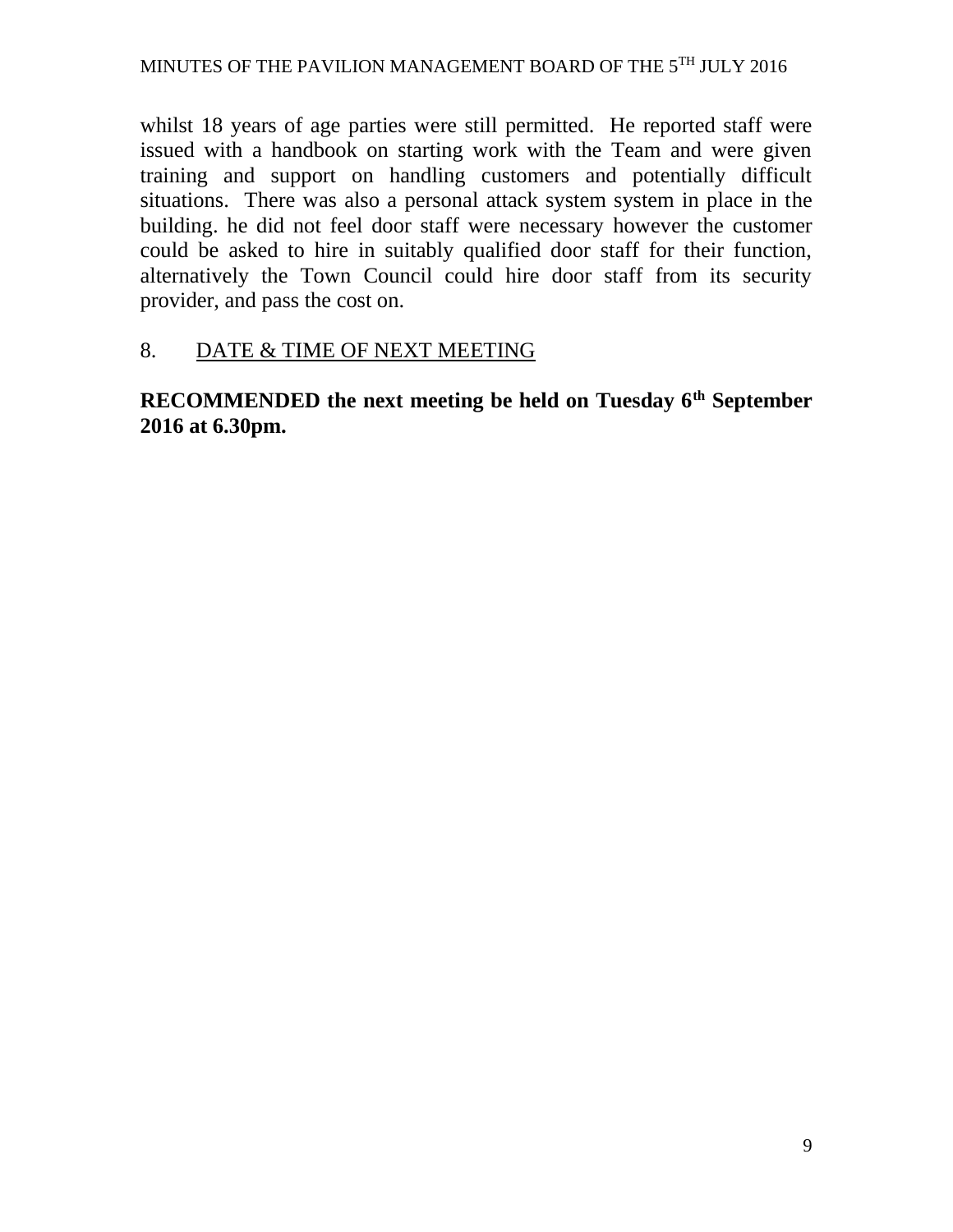whilst 18 years of age parties were still permitted. He reported staff were issued with a handbook on starting work with the Team and were given training and support on handling customers and potentially difficult situations. There was also a personal attack system system in place in the building. he did not feel door staff were necessary however the customer could be asked to hire in suitably qualified door staff for their function, alternatively the Town Council could hire door staff from its security provider, and pass the cost on.

8. DATE & TIME OF NEXT MEETING

**RECOMMENDED the next meeting be held on Tuesday 6th September 2016 at 6.30pm.**